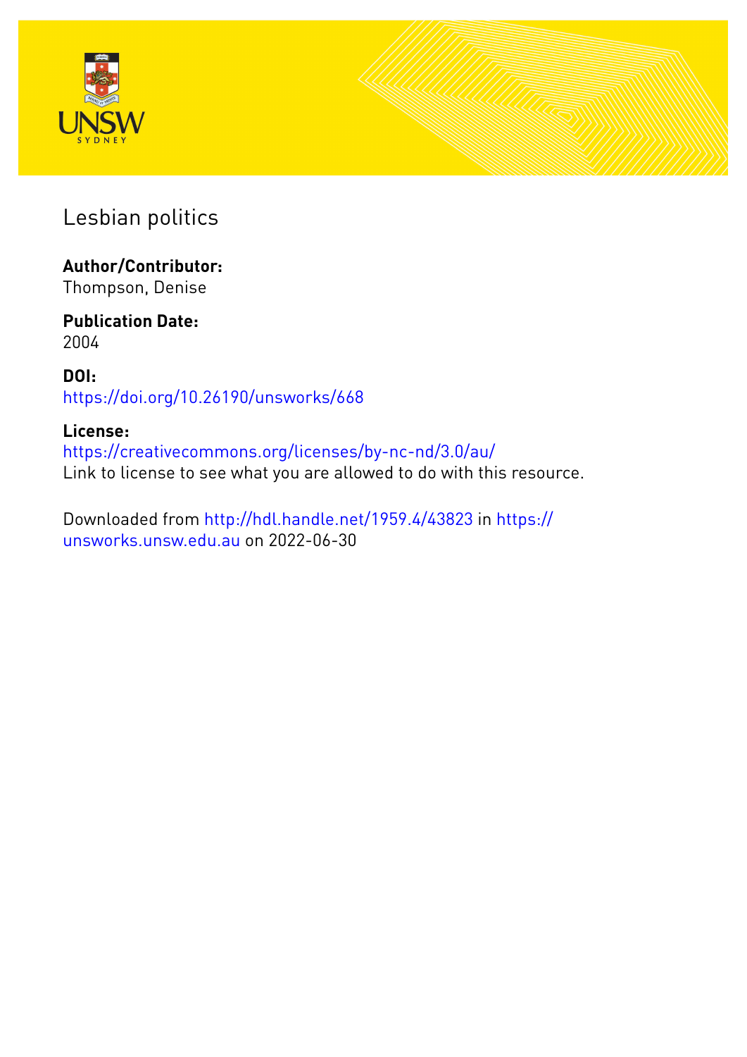# Lesbian politics

**Author/Contributor:**
Thompson, Denise

**Publication Date:**
2004

**DOI:**
https://doi.org/10.26190/unsworks/668

**License:**
https://creativecommons.org/licenses/by-nc-nd/3.0/au/
Link to license to see what you are allowed to do with this resource.

Downloaded from http://hdl.handle.net/1959.4/43823 in https://unsworks.unsw.edu.au on 2022-06-30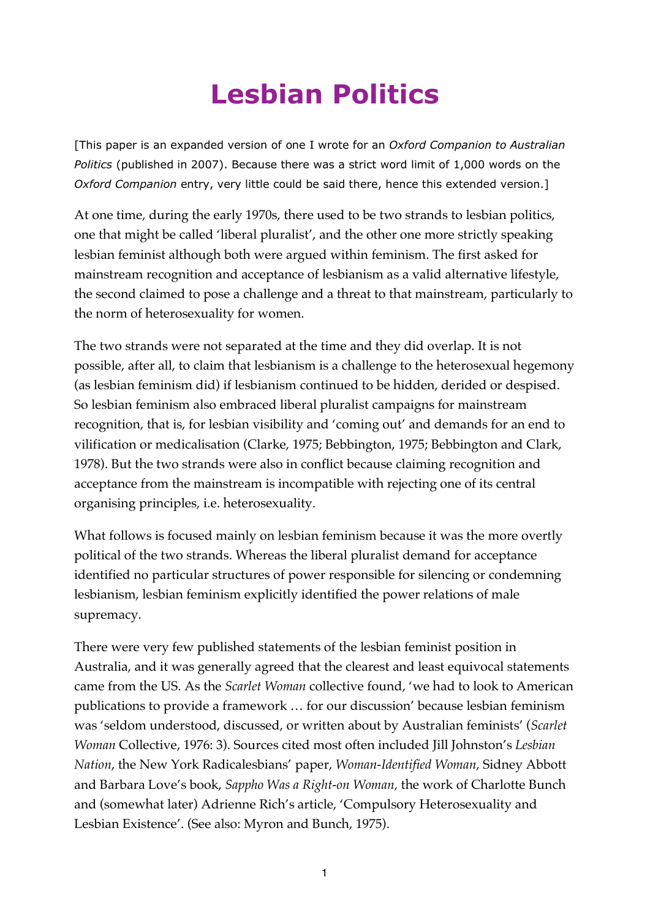# Lesbian Politics

[This paper is an expanded version of one I wrote for an *Oxford Companion to Australian Politics* (published in 2007). Because there was a strict word limit of 1,000 words on the *Oxford Companion* entry, very little could be said there, hence this extended version.]

At one time, during the early 1970s, there used to be two strands to lesbian politics, one that might be called 'liberal pluralist', and the other one more strictly speaking lesbian feminist although both were argued within feminism. The first asked for mainstream recognition and acceptance of lesbianism as a valid alternative lifestyle, the second claimed to pose a challenge and a threat to that mainstream, particularly to the norm of heterosexuality for women.

The two strands were not separated at the time and they did overlap. It is not possible, after all, to claim that lesbianism is a challenge to the heterosexual hegemony (as lesbian feminism did) if lesbianism continued to be hidden, derided or despised. So lesbian feminism also embraced liberal pluralist campaigns for mainstream recognition, that is, for lesbian visibility and 'coming out' and demands for an end to vilification or medicalisation (Clarke, 1975; Bebbington, 1975; Bebbington and Clark, 1978). But the two strands were also in conflict because claiming recognition and acceptance from the mainstream is incompatible with rejecting one of its central organising principles, i.e. heterosexuality.

What follows is focused mainly on lesbian feminism because it was the more overtly political of the two strands. Whereas the liberal pluralist demand for acceptance identified no particular structures of power responsible for silencing or condemning lesbianism, lesbian feminism explicitly identified the power relations of male supremacy.

There were very few published statements of the lesbian feminist position in Australia, and it was generally agreed that the clearest and least equivocal statements came from the US. As the *Scarlet Woman* collective found, 'we had to look to American publications to provide a framework … for our discussion' because lesbian feminism was 'seldom understood, discussed, or written about by Australian feminists' (*Scarlet Woman* Collective, 1976: 3). Sources cited most often included Jill Johnston's *Lesbian Nation*, the New York Radicalesbians' paper, *Woman-Identified Woman*, Sidney Abbott and Barbara Love's book, *Sappho Was a Right-on Woman,* the work of Charlotte Bunch and (somewhat later) Adrienne Rich's article, 'Compulsory Heterosexuality and Lesbian Existence'. (See also: Myron and Bunch, 1975).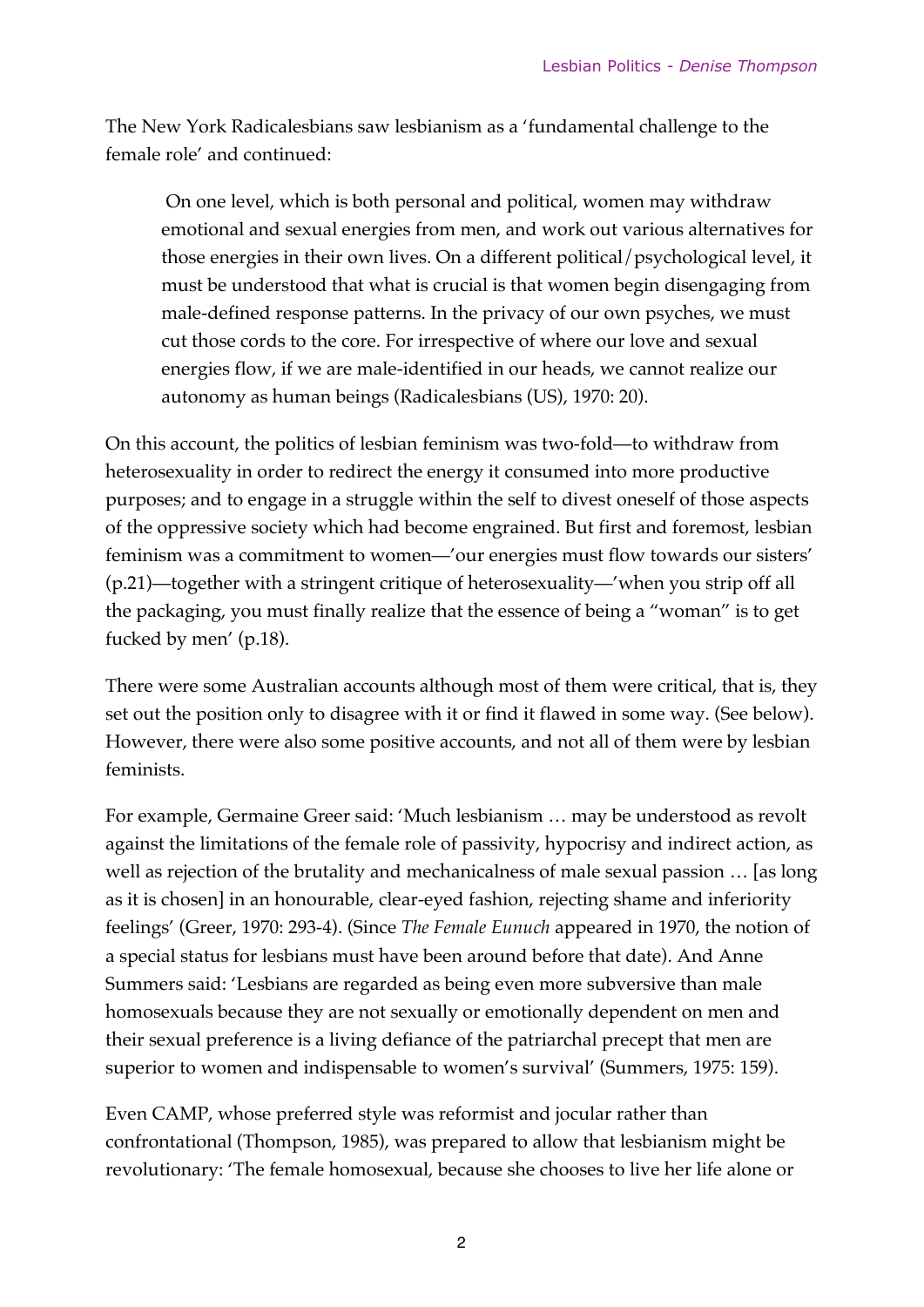The New York Radicalesbians saw lesbianism as a 'fundamental challenge to the female role' and continued:

> On one level, which is both personal and political, women may withdraw emotional and sexual energies from men, and work out various alternatives for those energies in their own lives. On a different political/psychological level, it must be understood that what is crucial is that women begin disengaging from male-defined response patterns. In the privacy of our own psyches, we must cut those cords to the core. For irrespective of where our love and sexual energies flow, if we are male-identified in our heads, we cannot realize our autonomy as human beings (Radicalesbians (US), 1970: 20).

On this account, the politics of lesbian feminism was two-fold—to withdraw from heterosexuality in order to redirect the energy it consumed into more productive purposes; and to engage in a struggle within the self to divest oneself of those aspects of the oppressive society which had become engrained. But first and foremost, lesbian feminism was a commitment to women—'our energies must flow towards our sisters' (p.21)—together with a stringent critique of heterosexuality—'when you strip off all the packaging, you must finally realize that the essence of being a "woman" is to get fucked by men' (p.18).

There were some Australian accounts although most of them were critical, that is, they set out the position only to disagree with it or find it flawed in some way. (See below). However, there were also some positive accounts, and not all of them were by lesbian feminists.

For example, Germaine Greer said: 'Much lesbianism … may be understood as revolt against the limitations of the female role of passivity, hypocrisy and indirect action, as well as rejection of the brutality and mechanicalness of male sexual passion … [as long as it is chosen] in an honourable, clear-eyed fashion, rejecting shame and inferiority feelings' (Greer, 1970: 293-4). (Since *The Female Eunuch* appeared in 1970, the notion of a special status for lesbians must have been around before that date). And Anne Summers said: 'Lesbians are regarded as being even more subversive than male homosexuals because they are not sexually or emotionally dependent on men and their sexual preference is a living defiance of the patriarchal precept that men are superior to women and indispensable to women's survival' (Summers, 1975: 159).

Even CAMP, whose preferred style was reformist and jocular rather than confrontational (Thompson, 1985), was prepared to allow that lesbianism might be revolutionary: 'The female homosexual, because she chooses to live her life alone or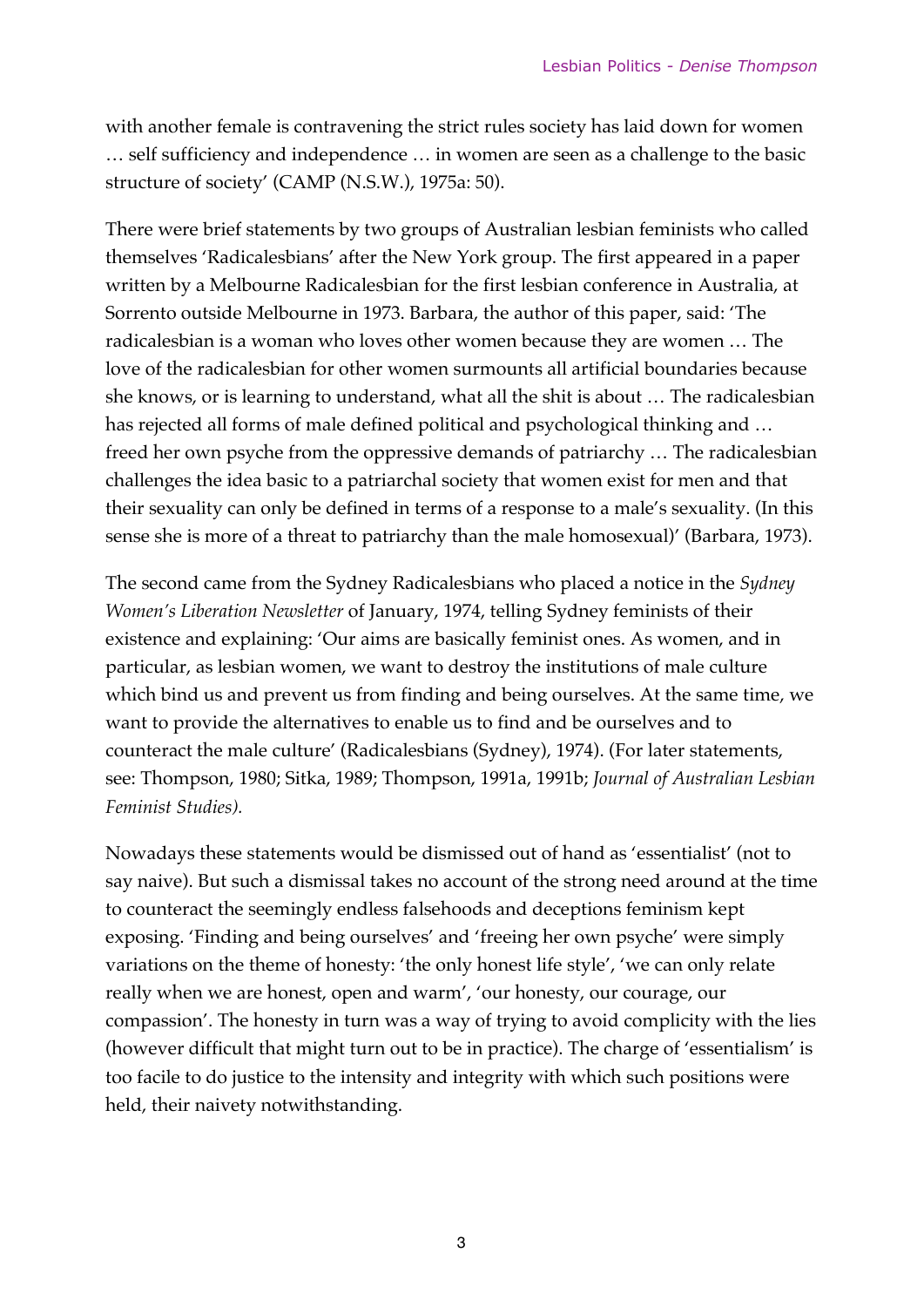with another female is contravening the strict rules society has laid down for women … self sufficiency and independence … in women are seen as a challenge to the basic structure of society' (CAMP (N.S.W.), 1975a: 50).

There were brief statements by two groups of Australian lesbian feminists who called themselves 'Radicalesbians' after the New York group. The first appeared in a paper written by a Melbourne Radicalesbian for the first lesbian conference in Australia, at Sorrento outside Melbourne in 1973. Barbara, the author of this paper, said: 'The radicalesbian is a woman who loves other women because they are women … The love of the radicalesbian for other women surmounts all artificial boundaries because she knows, or is learning to understand, what all the shit is about … The radicalesbian has rejected all forms of male defined political and psychological thinking and … freed her own psyche from the oppressive demands of patriarchy … The radicalesbian challenges the idea basic to a patriarchal society that women exist for men and that their sexuality can only be defined in terms of a response to a male's sexuality. (In this sense she is more of a threat to patriarchy than the male homosexual)' (Barbara, 1973).

The second came from the Sydney Radicalesbians who placed a notice in the *Sydney Women's Liberation Newsletter* of January, 1974, telling Sydney feminists of their existence and explaining: 'Our aims are basically feminist ones. As women, and in particular, as lesbian women, we want to destroy the institutions of male culture which bind us and prevent us from finding and being ourselves. At the same time, we want to provide the alternatives to enable us to find and be ourselves and to counteract the male culture' (Radicalesbians (Sydney), 1974). (For later statements, see: Thompson, 1980; Sitka, 1989; Thompson, 1991a, 1991b; *Journal of Australian Lesbian Feminist Studies).*

Nowadays these statements would be dismissed out of hand as 'essentialist' (not to say naive). But such a dismissal takes no account of the strong need around at the time to counteract the seemingly endless falsehoods and deceptions feminism kept exposing. 'Finding and being ourselves' and 'freeing her own psyche' were simply variations on the theme of honesty: 'the only honest life style', 'we can only relate really when we are honest, open and warm', 'our honesty, our courage, our compassion'. The honesty in turn was a way of trying to avoid complicity with the lies (however difficult that might turn out to be in practice). The charge of 'essentialism' is too facile to do justice to the intensity and integrity with which such positions were held, their naivety notwithstanding.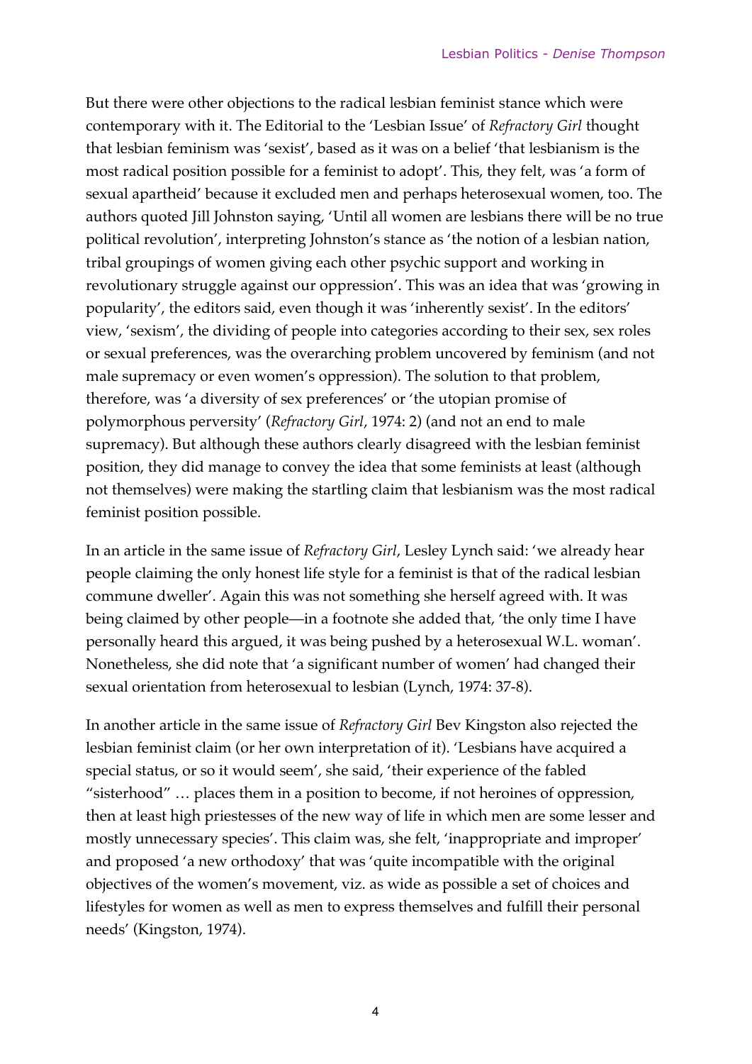But there were other objections to the radical lesbian feminist stance which were contemporary with it. The Editorial to the 'Lesbian Issue' of *Refractory Girl* thought that lesbian feminism was 'sexist', based as it was on a belief 'that lesbianism is the most radical position possible for a feminist to adopt'. This, they felt, was 'a form of sexual apartheid' because it excluded men and perhaps heterosexual women, too. The authors quoted Jill Johnston saying, 'Until all women are lesbians there will be no true political revolution', interpreting Johnston's stance as 'the notion of a lesbian nation, tribal groupings of women giving each other psychic support and working in revolutionary struggle against our oppression'. This was an idea that was 'growing in popularity', the editors said, even though it was 'inherently sexist'. In the editors' view, 'sexism', the dividing of people into categories according to their sex, sex roles or sexual preferences, was the overarching problem uncovered by feminism (and not male supremacy or even women's oppression). The solution to that problem, therefore, was 'a diversity of sex preferences' or 'the utopian promise of polymorphous perversity' (*Refractory Girl*, 1974: 2) (and not an end to male supremacy). But although these authors clearly disagreed with the lesbian feminist position, they did manage to convey the idea that some feminists at least (although not themselves) were making the startling claim that lesbianism was the most radical feminist position possible.

In an article in the same issue of *Refractory Girl*, Lesley Lynch said: 'we already hear people claiming the only honest life style for a feminist is that of the radical lesbian commune dweller'. Again this was not something she herself agreed with. It was being claimed by other people—in a footnote she added that, 'the only time I have personally heard this argued, it was being pushed by a heterosexual W.L. woman'. Nonetheless, she did note that 'a significant number of women' had changed their sexual orientation from heterosexual to lesbian (Lynch, 1974: 37-8).

In another article in the same issue of *Refractory Girl* Bev Kingston also rejected the lesbian feminist claim (or her own interpretation of it). 'Lesbians have acquired a special status, or so it would seem', she said, 'their experience of the fabled "sisterhood" … places them in a position to become, if not heroines of oppression, then at least high priestesses of the new way of life in which men are some lesser and mostly unnecessary species'. This claim was, she felt, 'inappropriate and improper' and proposed 'a new orthodoxy' that was 'quite incompatible with the original objectives of the women's movement, viz. as wide as possible a set of choices and lifestyles for women as well as men to express themselves and fulfill their personal needs' (Kingston, 1974).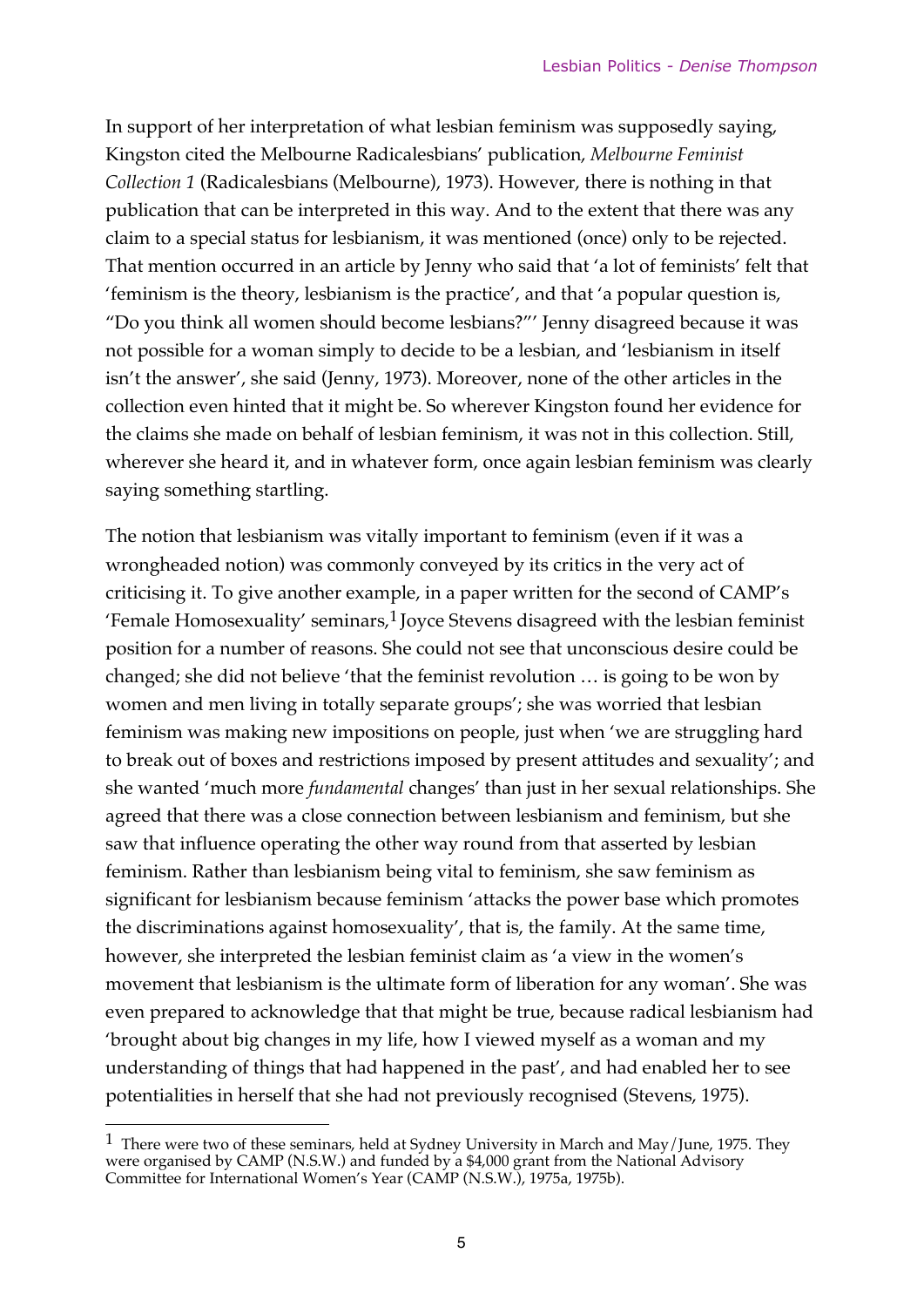In support of her interpretation of what lesbian feminism was supposedly saying, Kingston cited the Melbourne Radicalesbians' publication, *Melbourne Feminist Collection 1* (Radicalesbians (Melbourne), 1973). However, there is nothing in that publication that can be interpreted in this way. And to the extent that there was any claim to a special status for lesbianism, it was mentioned (once) only to be rejected. That mention occurred in an article by Jenny who said that 'a lot of feminists' felt that 'feminism is the theory, lesbianism is the practice', and that 'a popular question is, "Do you think all women should become lesbians?"' Jenny disagreed because it was not possible for a woman simply to decide to be a lesbian, and 'lesbianism in itself isn't the answer', she said (Jenny, 1973). Moreover, none of the other articles in the collection even hinted that it might be. So wherever Kingston found her evidence for the claims she made on behalf of lesbian feminism, it was not in this collection. Still, wherever she heard it, and in whatever form, once again lesbian feminism was clearly saying something startling.

The notion that lesbianism was vitally important to feminism (even if it was a wrongheaded notion) was commonly conveyed by its critics in the very act of criticising it. To give another example, in a paper written for the second of CAMP's 'Female Homosexuality' seminars,[1] Joyce Stevens disagreed with the lesbian feminist position for a number of reasons. She could not see that unconscious desire could be changed; she did not believe 'that the feminist revolution … is going to be won by women and men living in totally separate groups'; she was worried that lesbian feminism was making new impositions on people, just when 'we are struggling hard to break out of boxes and restrictions imposed by present attitudes and sexuality'; and she wanted 'much more *fundamental* changes' than just in her sexual relationships. She agreed that there was a close connection between lesbianism and feminism, but she saw that influence operating the other way round from that asserted by lesbian feminism. Rather than lesbianism being vital to feminism, she saw feminism as significant for lesbianism because feminism 'attacks the power base which promotes the discriminations against homosexuality', that is, the family. At the same time, however, she interpreted the lesbian feminist claim as 'a view in the women's movement that lesbianism is the ultimate form of liberation for any woman'. She was even prepared to acknowledge that that might be true, because radical lesbianism had 'brought about big changes in my life, how I viewed myself as a woman and my understanding of things that had happened in the past', and had enabled her to see potentialities in herself that she had not previously recognised (Stevens, 1975).

---

[1] There were two of these seminars, held at Sydney University in March and May/June, 1975. They were organised by CAMP (N.S.W.) and funded by a $4,000 grant from the National Advisory Committee for International Women's Year (CAMP (N.S.W.), 1975a, 1975b).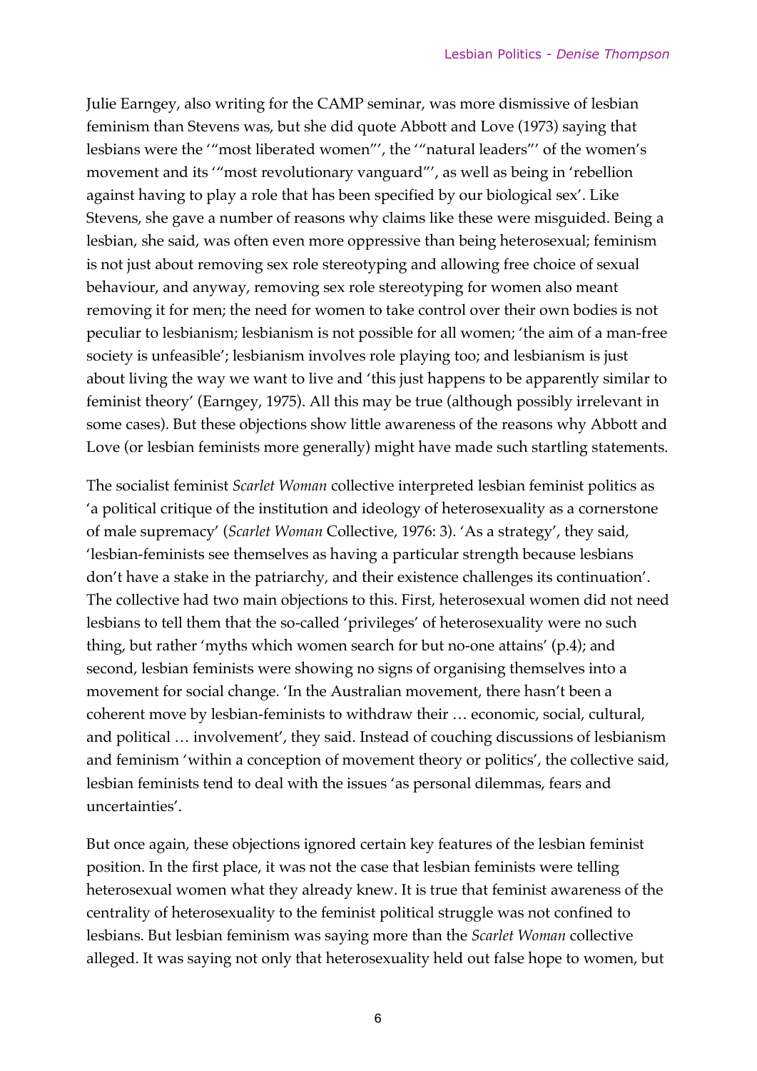Julie Earngey, also writing for the CAMP seminar, was more dismissive of lesbian feminism than Stevens was, but she did quote Abbott and Love (1973) saying that lesbians were the '"most liberated women"', the '"natural leaders"' of the women's movement and its '"most revolutionary vanguard"', as well as being in 'rebellion against having to play a role that has been specified by our biological sex'. Like Stevens, she gave a number of reasons why claims like these were misguided. Being a lesbian, she said, was often even more oppressive than being heterosexual; feminism is not just about removing sex role stereotyping and allowing free choice of sexual behaviour, and anyway, removing sex role stereotyping for women also meant removing it for men; the need for women to take control over their own bodies is not peculiar to lesbianism; lesbianism is not possible for all women; 'the aim of a man-free society is unfeasible'; lesbianism involves role playing too; and lesbianism is just about living the way we want to live and 'this just happens to be apparently similar to feminist theory' (Earngey, 1975). All this may be true (although possibly irrelevant in some cases). But these objections show little awareness of the reasons why Abbott and Love (or lesbian feminists more generally) might have made such startling statements.

The socialist feminist *Scarlet Woman* collective interpreted lesbian feminist politics as 'a political critique of the institution and ideology of heterosexuality as a cornerstone of male supremacy' (*Scarlet Woman* Collective, 1976: 3). 'As a strategy', they said, 'lesbian-feminists see themselves as having a particular strength because lesbians don't have a stake in the patriarchy, and their existence challenges its continuation'. The collective had two main objections to this. First, heterosexual women did not need lesbians to tell them that the so-called 'privileges' of heterosexuality were no such thing, but rather 'myths which women search for but no-one attains' (p.4); and second, lesbian feminists were showing no signs of organising themselves into a movement for social change. 'In the Australian movement, there hasn't been a coherent move by lesbian-feminists to withdraw their … economic, social, cultural, and political … involvement', they said. Instead of couching discussions of lesbianism and feminism 'within a conception of movement theory or politics', the collective said, lesbian feminists tend to deal with the issues 'as personal dilemmas, fears and uncertainties'.

But once again, these objections ignored certain key features of the lesbian feminist position. In the first place, it was not the case that lesbian feminists were telling heterosexual women what they already knew. It is true that feminist awareness of the centrality of heterosexuality to the feminist political struggle was not confined to lesbians. But lesbian feminism was saying more than the *Scarlet Woman* collective alleged. It was saying not only that heterosexuality held out false hope to women, but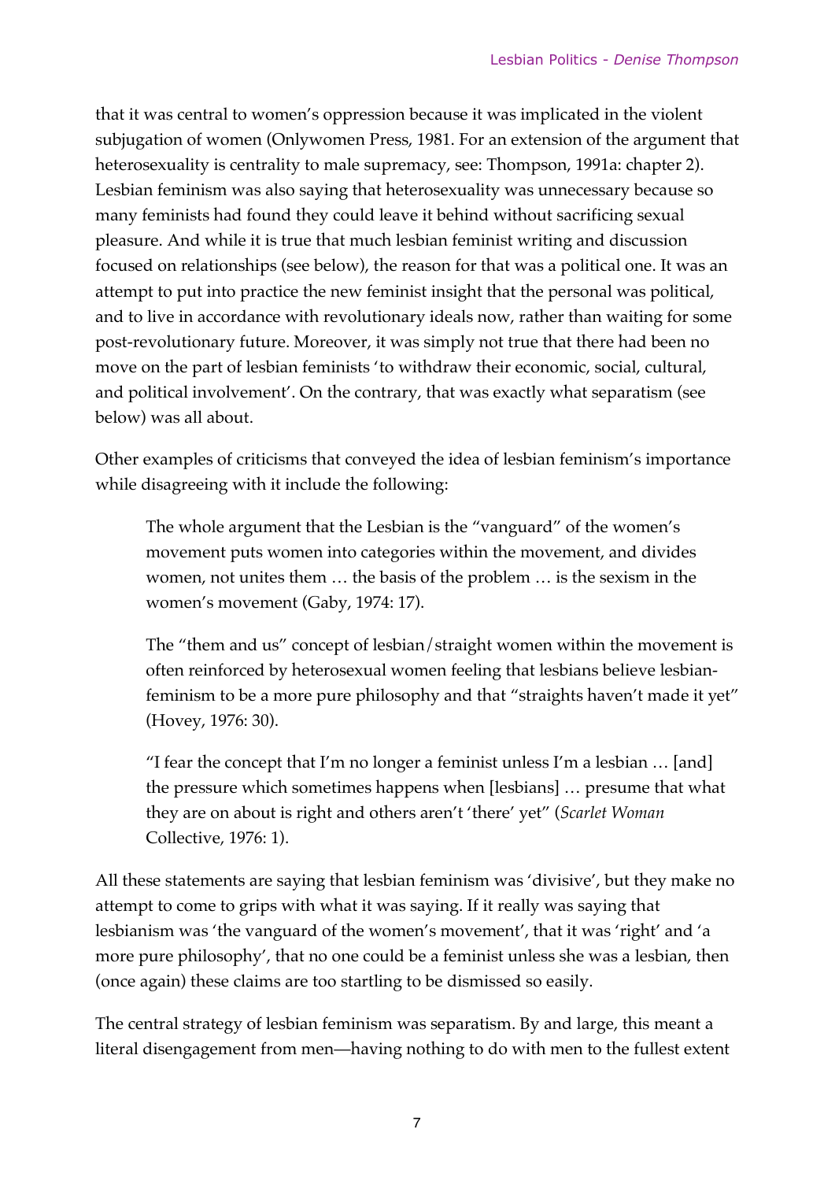that it was central to women's oppression because it was implicated in the violent subjugation of women (Onlywomen Press, 1981. For an extension of the argument that heterosexuality is centrality to male supremacy, see: Thompson, 1991a: chapter 2). Lesbian feminism was also saying that heterosexuality was unnecessary because so many feminists had found they could leave it behind without sacrificing sexual pleasure. And while it is true that much lesbian feminist writing and discussion focused on relationships (see below), the reason for that was a political one. It was an attempt to put into practice the new feminist insight that the personal was political, and to live in accordance with revolutionary ideals now, rather than waiting for some post-revolutionary future. Moreover, it was simply not true that there had been no move on the part of lesbian feminists 'to withdraw their economic, social, cultural, and political involvement'. On the contrary, that was exactly what separatism (see below) was all about.

Other examples of criticisms that conveyed the idea of lesbian feminism's importance while disagreeing with it include the following:

> The whole argument that the Lesbian is the "vanguard" of the women's movement puts women into categories within the movement, and divides women, not unites them … the basis of the problem … is the sexism in the women's movement (Gaby, 1974: 17).

> The "them and us" concept of lesbian/straight women within the movement is often reinforced by heterosexual women feeling that lesbians believe lesbian-feminism to be a more pure philosophy and that "straights haven't made it yet" (Hovey, 1976: 30).

> "I fear the concept that I'm no longer a feminist unless I'm a lesbian … [and] the pressure which sometimes happens when [lesbians] … presume that what they are on about is right and others aren't 'there' yet" (*Scarlet Woman* Collective, 1976: 1).

All these statements are saying that lesbian feminism was 'divisive', but they make no attempt to come to grips with what it was saying. If it really was saying that lesbianism was 'the vanguard of the women's movement', that it was 'right' and 'a more pure philosophy', that no one could be a feminist unless she was a lesbian, then (once again) these claims are too startling to be dismissed so easily.

The central strategy of lesbian feminism was separatism. By and large, this meant a literal disengagement from men—having nothing to do with men to the fullest extent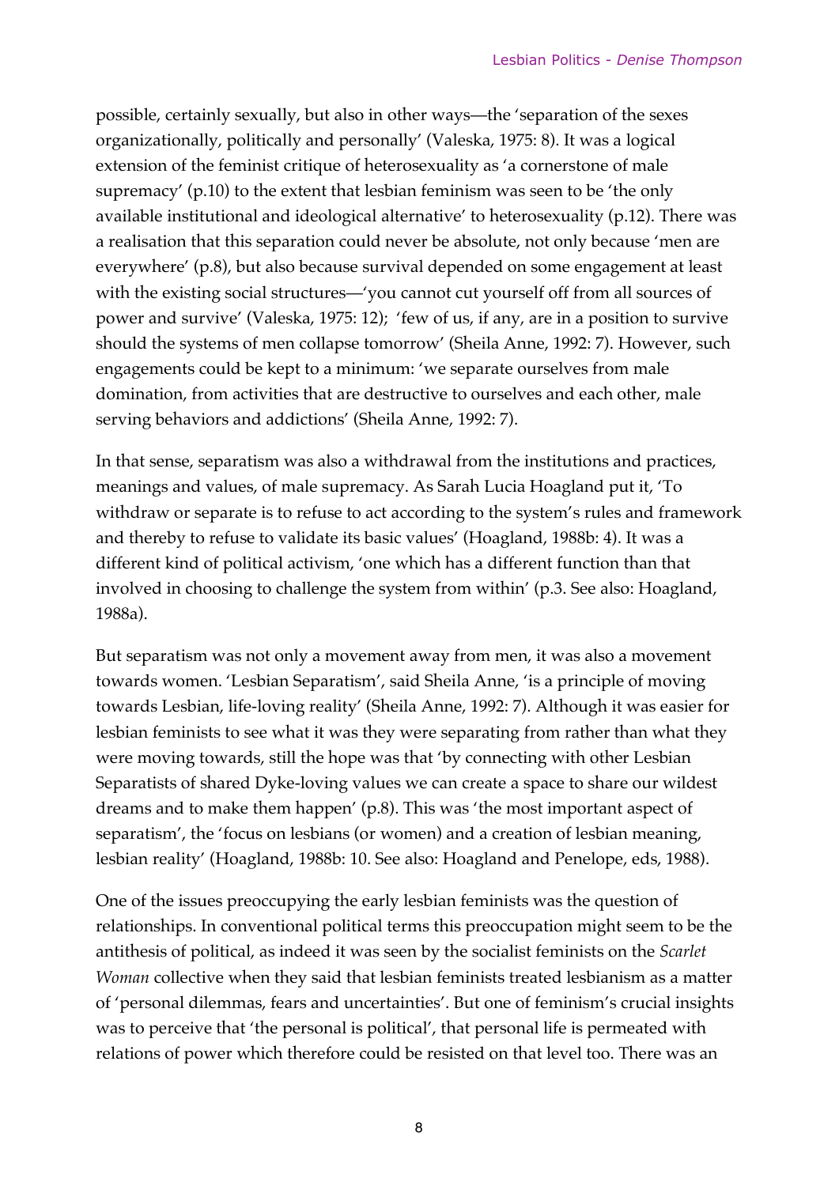possible, certainly sexually, but also in other ways—the 'separation of the sexes organizationally, politically and personally' (Valeska, 1975: 8). It was a logical extension of the feminist critique of heterosexuality as 'a cornerstone of male supremacy' (p.10) to the extent that lesbian feminism was seen to be 'the only available institutional and ideological alternative' to heterosexuality (p.12). There was a realisation that this separation could never be absolute, not only because 'men are everywhere' (p.8), but also because survival depended on some engagement at least with the existing social structures—'you cannot cut yourself off from all sources of power and survive' (Valeska, 1975: 12); 'few of us, if any, are in a position to survive should the systems of men collapse tomorrow' (Sheila Anne, 1992: 7). However, such engagements could be kept to a minimum: 'we separate ourselves from male domination, from activities that are destructive to ourselves and each other, male serving behaviors and addictions' (Sheila Anne, 1992: 7).

In that sense, separatism was also a withdrawal from the institutions and practices, meanings and values, of male supremacy. As Sarah Lucia Hoagland put it, 'To withdraw or separate is to refuse to act according to the system's rules and framework and thereby to refuse to validate its basic values' (Hoagland, 1988b: 4). It was a different kind of political activism, 'one which has a different function than that involved in choosing to challenge the system from within' (p.3. See also: Hoagland, 1988a).

But separatism was not only a movement away from men, it was also a movement towards women. 'Lesbian Separatism', said Sheila Anne, 'is a principle of moving towards Lesbian, life-loving reality' (Sheila Anne, 1992: 7). Although it was easier for lesbian feminists to see what it was they were separating from rather than what they were moving towards, still the hope was that 'by connecting with other Lesbian Separatists of shared Dyke-loving values we can create a space to share our wildest dreams and to make them happen' (p.8). This was 'the most important aspect of separatism', the 'focus on lesbians (or women) and a creation of lesbian meaning, lesbian reality' (Hoagland, 1988b: 10. See also: Hoagland and Penelope, eds, 1988).

One of the issues preoccupying the early lesbian feminists was the question of relationships. In conventional political terms this preoccupation might seem to be the antithesis of political, as indeed it was seen by the socialist feminists on the *Scarlet Woman* collective when they said that lesbian feminists treated lesbianism as a matter of 'personal dilemmas, fears and uncertainties'. But one of feminism's crucial insights was to perceive that 'the personal is political', that personal life is permeated with relations of power which therefore could be resisted on that level too. There was an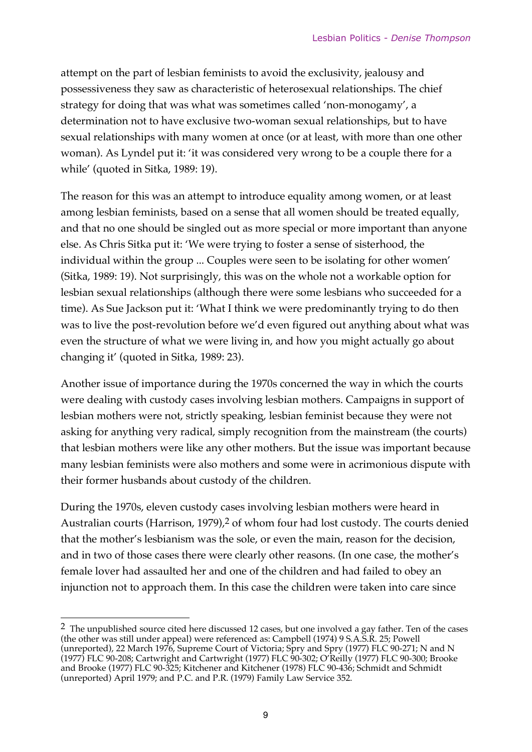attempt on the part of lesbian feminists to avoid the exclusivity, jealousy and possessiveness they saw as characteristic of heterosexual relationships. The chief strategy for doing that was what was sometimes called 'non-monogamy', a determination not to have exclusive two-woman sexual relationships, but to have sexual relationships with many women at once (or at least, with more than one other woman). As Lyndel put it: 'it was considered very wrong to be a couple there for a while' (quoted in Sitka, 1989: 19).

The reason for this was an attempt to introduce equality among women, or at least among lesbian feminists, based on a sense that all women should be treated equally, and that no one should be singled out as more special or more important than anyone else. As Chris Sitka put it: 'We were trying to foster a sense of sisterhood, the individual within the group ... Couples were seen to be isolating for other women' (Sitka, 1989: 19). Not surprisingly, this was on the whole not a workable option for lesbian sexual relationships (although there were some lesbians who succeeded for a time). As Sue Jackson put it: 'What I think we were predominantly trying to do then was to live the post-revolution before we'd even figured out anything about what was even the structure of what we were living in, and how you might actually go about changing it' (quoted in Sitka, 1989: 23).

Another issue of importance during the 1970s concerned the way in which the courts were dealing with custody cases involving lesbian mothers. Campaigns in support of lesbian mothers were not, strictly speaking, lesbian feminist because they were not asking for anything very radical, simply recognition from the mainstream (the courts) that lesbian mothers were like any other mothers. But the issue was important because many lesbian feminists were also mothers and some were in acrimonious dispute with their former husbands about custody of the children.

During the 1970s, eleven custody cases involving lesbian mothers were heard in Australian courts (Harrison, 1979),[2] of whom four had lost custody. The courts denied that the mother's lesbianism was the sole, or even the main, reason for the decision, and in two of those cases there were clearly other reasons. (In one case, the mother's female lover had assaulted her and one of the children and had failed to obey an injunction not to approach them. In this case the children were taken into care since

---

[2] The unpublished source cited here discussed 12 cases, but one involved a gay father. Ten of the cases (the other was still under appeal) were referenced as: Campbell (1974) 9 S.A.S.R. 25; Powell (unreported), 22 March 1976, Supreme Court of Victoria; Spry and Spry (1977) FLC 90-271; N and N (1977) FLC 90-208; Cartwright and Cartwright (1977) FLC 90-302; O'Reilly (1977) FLC 90-300; Brooke and Brooke (1977) FLC 90-325; Kitchener and Kitchener (1978) FLC 90-436; Schmidt and Schmidt (unreported) April 1979; and P.C. and P.R. (1979) Family Law Service 352.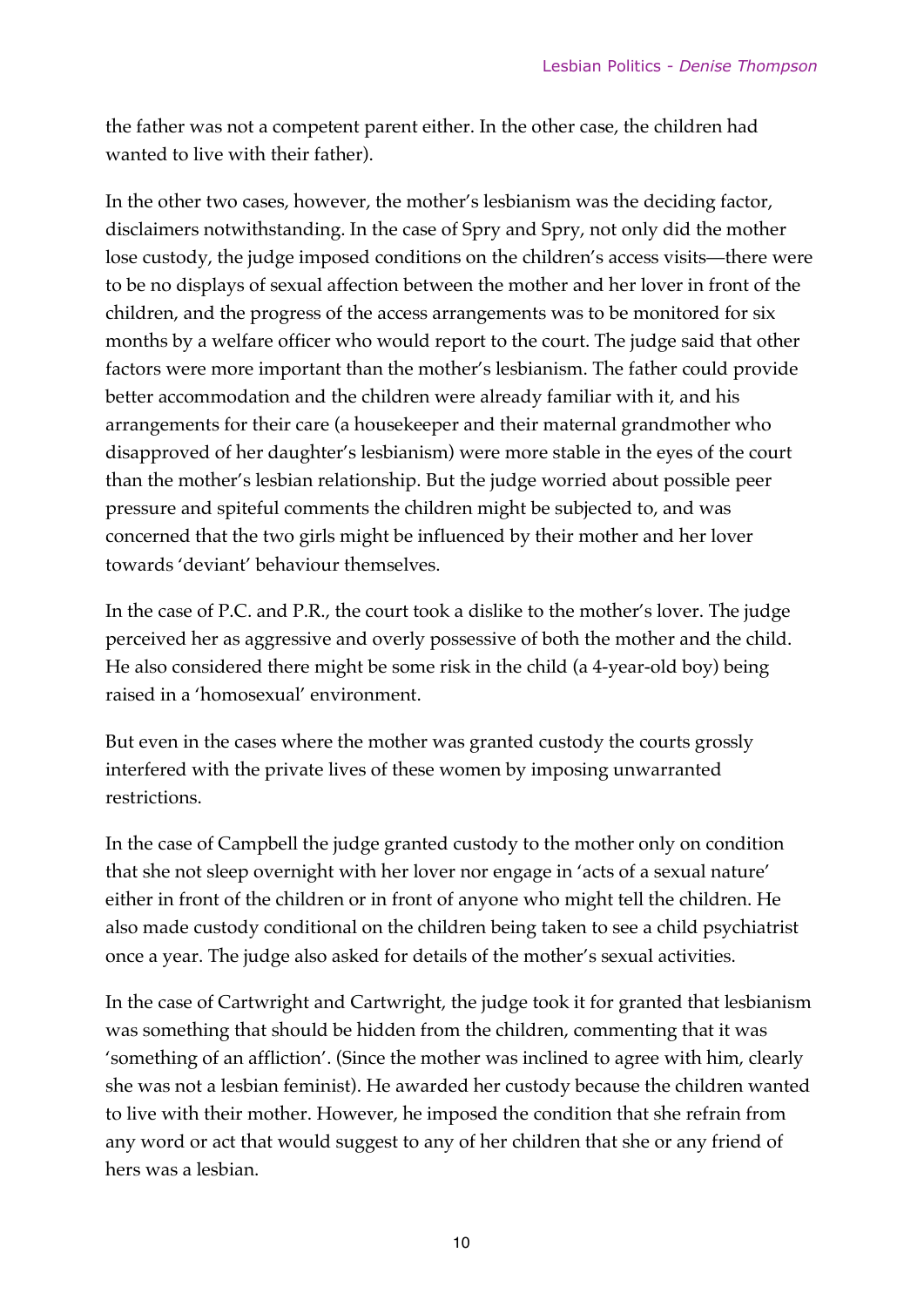the father was not a competent parent either. In the other case, the children had wanted to live with their father).

In the other two cases, however, the mother's lesbianism was the deciding factor, disclaimers notwithstanding. In the case of Spry and Spry, not only did the mother lose custody, the judge imposed conditions on the children's access visits—there were to be no displays of sexual affection between the mother and her lover in front of the children, and the progress of the access arrangements was to be monitored for six months by a welfare officer who would report to the court. The judge said that other factors were more important than the mother's lesbianism. The father could provide better accommodation and the children were already familiar with it, and his arrangements for their care (a housekeeper and their maternal grandmother who disapproved of her daughter's lesbianism) were more stable in the eyes of the court than the mother's lesbian relationship. But the judge worried about possible peer pressure and spiteful comments the children might be subjected to, and was concerned that the two girls might be influenced by their mother and her lover towards 'deviant' behaviour themselves.

In the case of P.C. and P.R., the court took a dislike to the mother's lover. The judge perceived her as aggressive and overly possessive of both the mother and the child. He also considered there might be some risk in the child (a 4-year-old boy) being raised in a 'homosexual' environment.

But even in the cases where the mother was granted custody the courts grossly interfered with the private lives of these women by imposing unwarranted restrictions.

In the case of Campbell the judge granted custody to the mother only on condition that she not sleep overnight with her lover nor engage in 'acts of a sexual nature' either in front of the children or in front of anyone who might tell the children. He also made custody conditional on the children being taken to see a child psychiatrist once a year. The judge also asked for details of the mother's sexual activities.

In the case of Cartwright and Cartwright, the judge took it for granted that lesbianism was something that should be hidden from the children, commenting that it was 'something of an affliction'. (Since the mother was inclined to agree with him, clearly she was not a lesbian feminist). He awarded her custody because the children wanted to live with their mother. However, he imposed the condition that she refrain from any word or act that would suggest to any of her children that she or any friend of hers was a lesbian.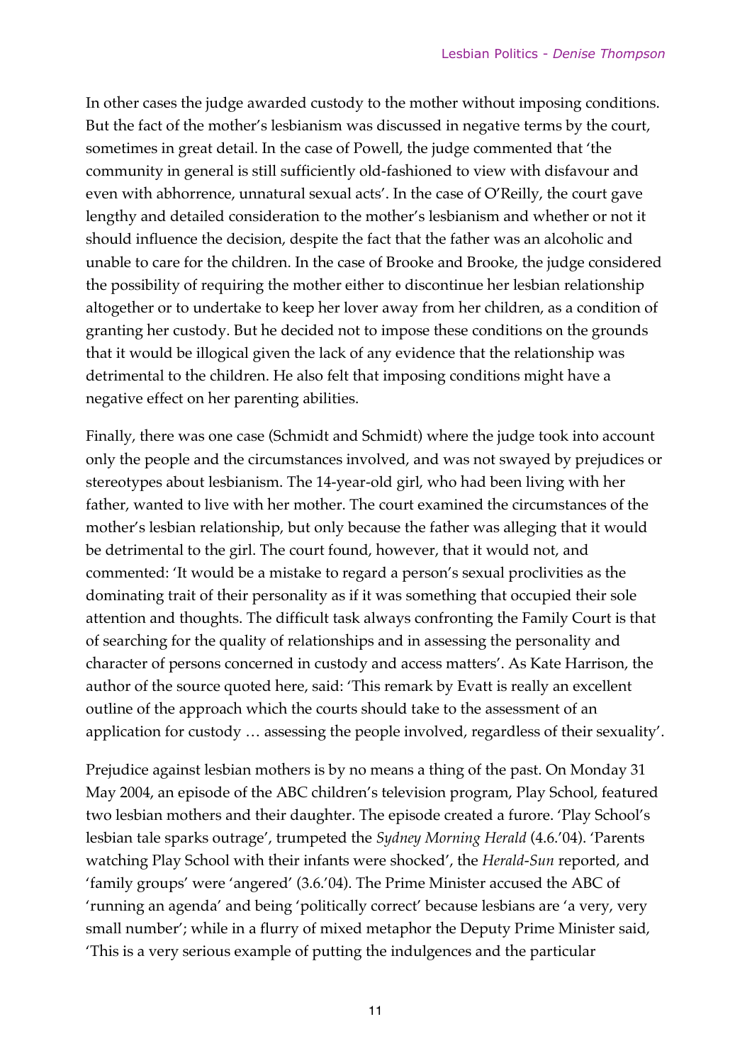In other cases the judge awarded custody to the mother without imposing conditions. But the fact of the mother's lesbianism was discussed in negative terms by the court, sometimes in great detail. In the case of Powell, the judge commented that 'the community in general is still sufficiently old-fashioned to view with disfavour and even with abhorrence, unnatural sexual acts'. In the case of O'Reilly, the court gave lengthy and detailed consideration to the mother's lesbianism and whether or not it should influence the decision, despite the fact that the father was an alcoholic and unable to care for the children. In the case of Brooke and Brooke, the judge considered the possibility of requiring the mother either to discontinue her lesbian relationship altogether or to undertake to keep her lover away from her children, as a condition of granting her custody. But he decided not to impose these conditions on the grounds that it would be illogical given the lack of any evidence that the relationship was detrimental to the children. He also felt that imposing conditions might have a negative effect on her parenting abilities.

Finally, there was one case (Schmidt and Schmidt) where the judge took into account only the people and the circumstances involved, and was not swayed by prejudices or stereotypes about lesbianism. The 14-year-old girl, who had been living with her father, wanted to live with her mother. The court examined the circumstances of the mother's lesbian relationship, but only because the father was alleging that it would be detrimental to the girl. The court found, however, that it would not, and commented: 'It would be a mistake to regard a person's sexual proclivities as the dominating trait of their personality as if it was something that occupied their sole attention and thoughts. The difficult task always confronting the Family Court is that of searching for the quality of relationships and in assessing the personality and character of persons concerned in custody and access matters'. As Kate Harrison, the author of the source quoted here, said: 'This remark by Evatt is really an excellent outline of the approach which the courts should take to the assessment of an application for custody … assessing the people involved, regardless of their sexuality'.

Prejudice against lesbian mothers is by no means a thing of the past. On Monday 31 May 2004, an episode of the ABC children's television program, Play School, featured two lesbian mothers and their daughter. The episode created a furore. 'Play School's lesbian tale sparks outrage', trumpeted the *Sydney Morning Herald* (4.6.'04). 'Parents watching Play School with their infants were shocked', the *Herald-Sun* reported, and 'family groups' were 'angered' (3.6.'04). The Prime Minister accused the ABC of 'running an agenda' and being 'politically correct' because lesbians are 'a very, very small number'; while in a flurry of mixed metaphor the Deputy Prime Minister said, 'This is a very serious example of putting the indulgences and the particular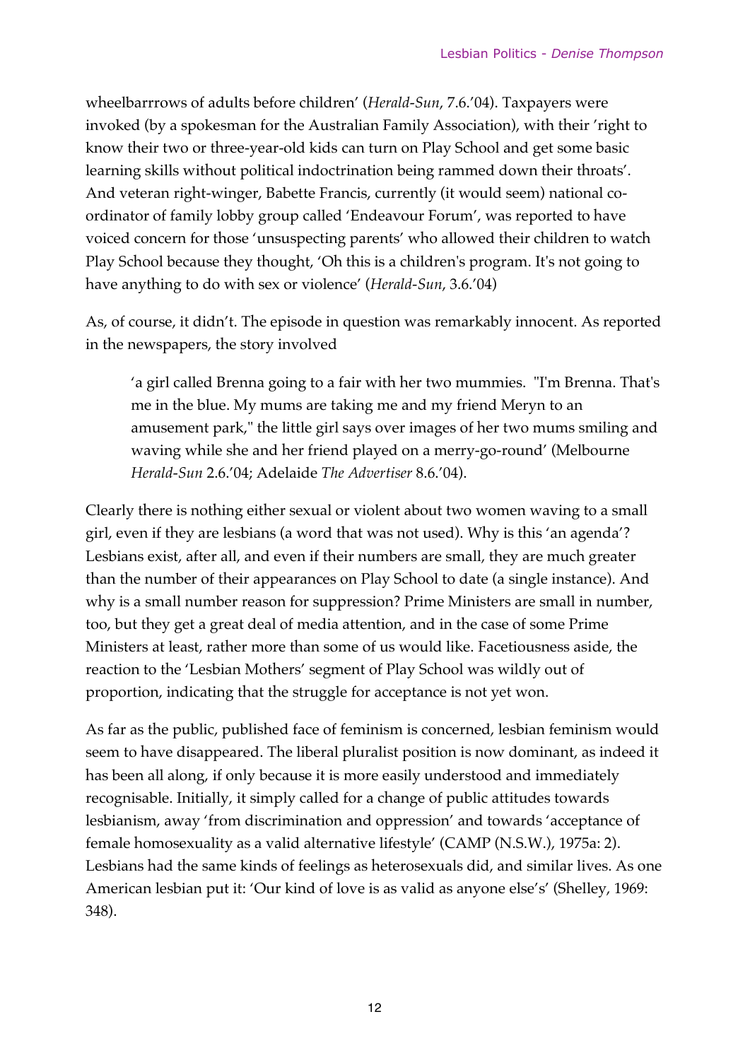wheelbarrrows of adults before children' (*Herald-Sun*, 7.6.'04). Taxpayers were invoked (by a spokesman for the Australian Family Association), with their 'right to know their two or three-year-old kids can turn on Play School and get some basic learning skills without political indoctrination being rammed down their throats'. And veteran right-winger, Babette Francis, currently (it would seem) national co-ordinator of family lobby group called 'Endeavour Forum', was reported to have voiced concern for those 'unsuspecting parents' who allowed their children to watch Play School because they thought, 'Oh this is a children's program. It's not going to have anything to do with sex or violence' (*Herald-Sun*, 3.6.'04)

As, of course, it didn't. The episode in question was remarkably innocent. As reported in the newspapers, the story involved

> 'a girl called Brenna going to a fair with her two mummies. "I'm Brenna. That's me in the blue. My mums are taking me and my friend Meryn to an amusement park," the little girl says over images of her two mums smiling and waving while she and her friend played on a merry-go-round' (Melbourne *Herald-Sun* 2.6.'04; Adelaide *The Advertiser* 8.6.'04).

Clearly there is nothing either sexual or violent about two women waving to a small girl, even if they are lesbians (a word that was not used). Why is this 'an agenda'? Lesbians exist, after all, and even if their numbers are small, they are much greater than the number of their appearances on Play School to date (a single instance). And why is a small number reason for suppression? Prime Ministers are small in number, too, but they get a great deal of media attention, and in the case of some Prime Ministers at least, rather more than some of us would like. Facetiousness aside, the reaction to the 'Lesbian Mothers' segment of Play School was wildly out of proportion, indicating that the struggle for acceptance is not yet won.

As far as the public, published face of feminism is concerned, lesbian feminism would seem to have disappeared. The liberal pluralist position is now dominant, as indeed it has been all along, if only because it is more easily understood and immediately recognisable. Initially, it simply called for a change of public attitudes towards lesbianism, away 'from discrimination and oppression' and towards 'acceptance of female homosexuality as a valid alternative lifestyle' (CAMP (N.S.W.), 1975a: 2). Lesbians had the same kinds of feelings as heterosexuals did, and similar lives. As one American lesbian put it: 'Our kind of love is as valid as anyone else's' (Shelley, 1969: 348).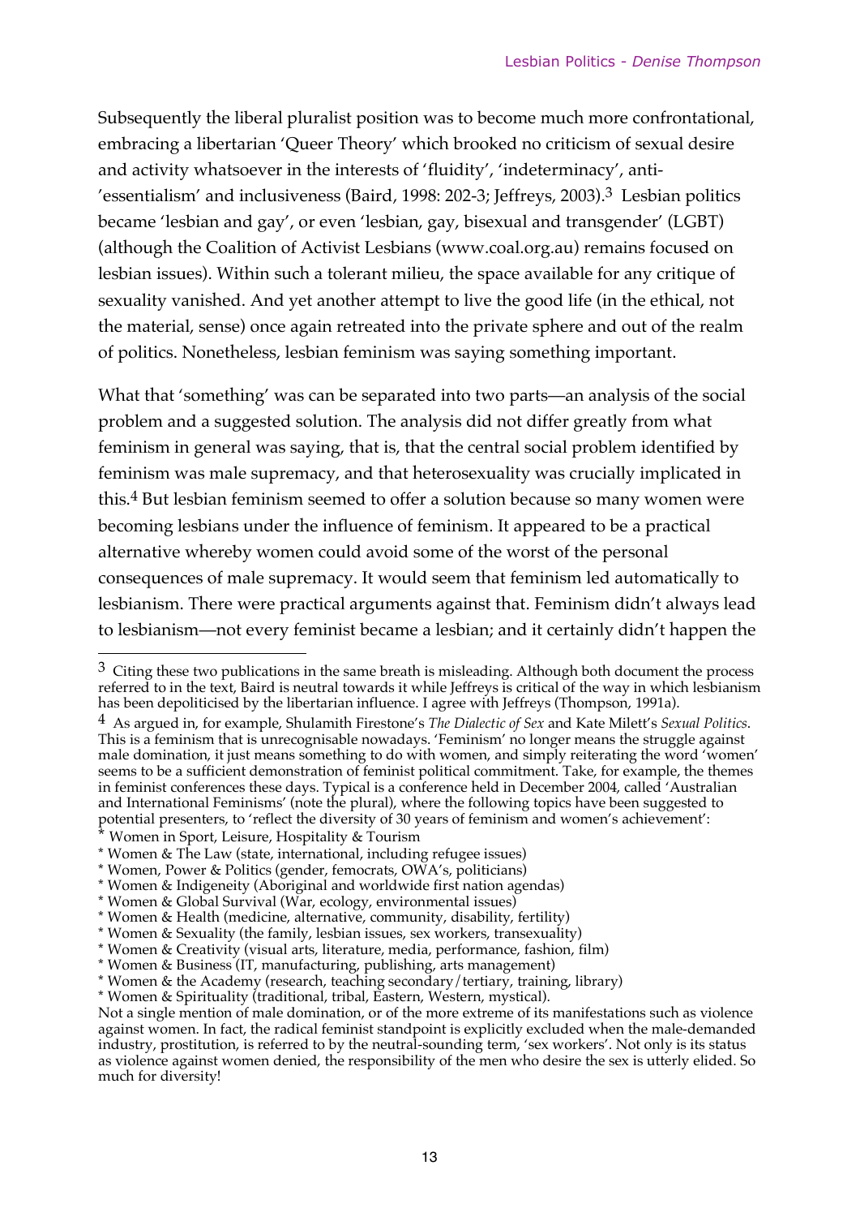Subsequently the liberal pluralist position was to become much more confrontational, embracing a libertarian 'Queer Theory' which brooked no criticism of sexual desire and activity whatsoever in the interests of 'fluidity', 'indeterminacy', anti-'essentialism' and inclusiveness (Baird, 1998: 202-3; Jeffreys, 2003).[3] Lesbian politics became 'lesbian and gay', or even 'lesbian, gay, bisexual and transgender' (LGBT) (although the Coalition of Activist Lesbians (www.coal.org.au) remains focused on lesbian issues). Within such a tolerant milieu, the space available for any critique of sexuality vanished. And yet another attempt to live the good life (in the ethical, not the material, sense) once again retreated into the private sphere and out of the realm of politics. Nonetheless, lesbian feminism was saying something important.

What that 'something' was can be separated into two parts—an analysis of the social problem and a suggested solution. The analysis did not differ greatly from what feminism in general was saying, that is, that the central social problem identified by feminism was male supremacy, and that heterosexuality was crucially implicated in this.[4] But lesbian feminism seemed to offer a solution because so many women were becoming lesbians under the influence of feminism. It appeared to be a practical alternative whereby women could avoid some of the worst of the personal consequences of male supremacy. It would seem that feminism led automatically to lesbianism. There were practical arguments against that. Feminism didn't always lead to lesbianism—not every feminist became a lesbian; and it certainly didn't happen the

---

[3] Citing these two publications in the same breath is misleading. Although both document the process referred to in the text, Baird is neutral towards it while Jeffreys is critical of the way in which lesbianism has been depoliticised by the libertarian influence. I agree with Jeffreys (Thompson, 1991a).

[4] As argued in, for example, Shulamith Firestone's *The Dialectic of Sex* and Kate Milett's *Sexual Politics*. This is a feminism that is unrecognisable nowadays. 'Feminism' no longer means the struggle against male domination, it just means something to do with women, and simply reiterating the word 'women' seems to be a sufficient demonstration of feminist political commitment. Take, for example, the themes in feminist conferences these days. Typical is a conference held in December 2004, called 'Australian and International Feminisms' (note the plural), where the following topics have been suggested to potential presenters, to 'reflect the diversity of 30 years of feminism and women's achievement':

* Women in Sport, Leisure, Hospitality & Tourism
* Women & The Law (state, international, including refugee issues)
* Women, Power & Politics (gender, femocrats, OWA's, politicians)
* Women & Indigeneity (Aboriginal and worldwide first nation agendas)
* Women & Global Survival (War, ecology, environmental issues)
* Women & Health (medicine, alternative, community, disability, fertility)
* Women & Sexuality (the family, lesbian issues, sex workers, transexuality)
* Women & Creativity (visual arts, literature, media, performance, fashion, film)
* Women & Business (IT, manufacturing, publishing, arts management)
* Women & the Academy (research, teaching secondary/tertiary, training, library)
* Women & Spirituality (traditional, tribal, Eastern, Western, mystical).

Not a single mention of male domination, or of the more extreme of its manifestations such as violence against women. In fact, the radical feminist standpoint is explicitly excluded when the male-demanded industry, prostitution, is referred to by the neutral-sounding term, 'sex workers'. Not only is its status as violence against women denied, the responsibility of the men who desire the sex is utterly elided. So much for diversity!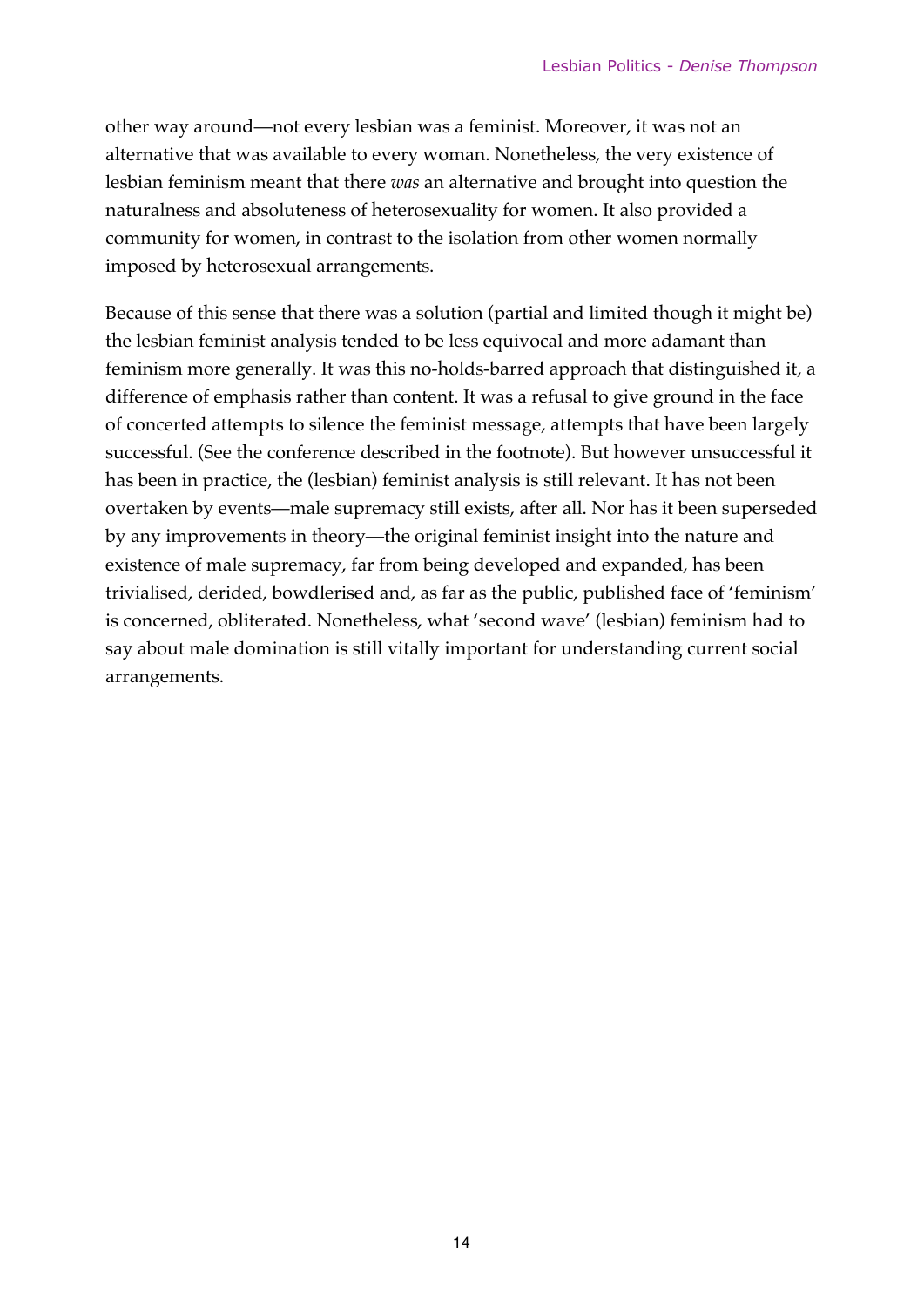other way around—not every lesbian was a feminist. Moreover, it was not an alternative that was available to every woman. Nonetheless, the very existence of lesbian feminism meant that there *was* an alternative and brought into question the naturalness and absoluteness of heterosexuality for women. It also provided a community for women, in contrast to the isolation from other women normally imposed by heterosexual arrangements.

Because of this sense that there was a solution (partial and limited though it might be) the lesbian feminist analysis tended to be less equivocal and more adamant than feminism more generally. It was this no-holds-barred approach that distinguished it, a difference of emphasis rather than content. It was a refusal to give ground in the face of concerted attempts to silence the feminist message, attempts that have been largely successful. (See the conference described in the footnote). But however unsuccessful it has been in practice, the (lesbian) feminist analysis is still relevant. It has not been overtaken by events—male supremacy still exists, after all. Nor has it been superseded by any improvements in theory—the original feminist insight into the nature and existence of male supremacy, far from being developed and expanded, has been trivialised, derided, bowdlerised and, as far as the public, published face of 'feminism' is concerned, obliterated. Nonetheless, what 'second wave' (lesbian) feminism had to say about male domination is still vitally important for understanding current social arrangements.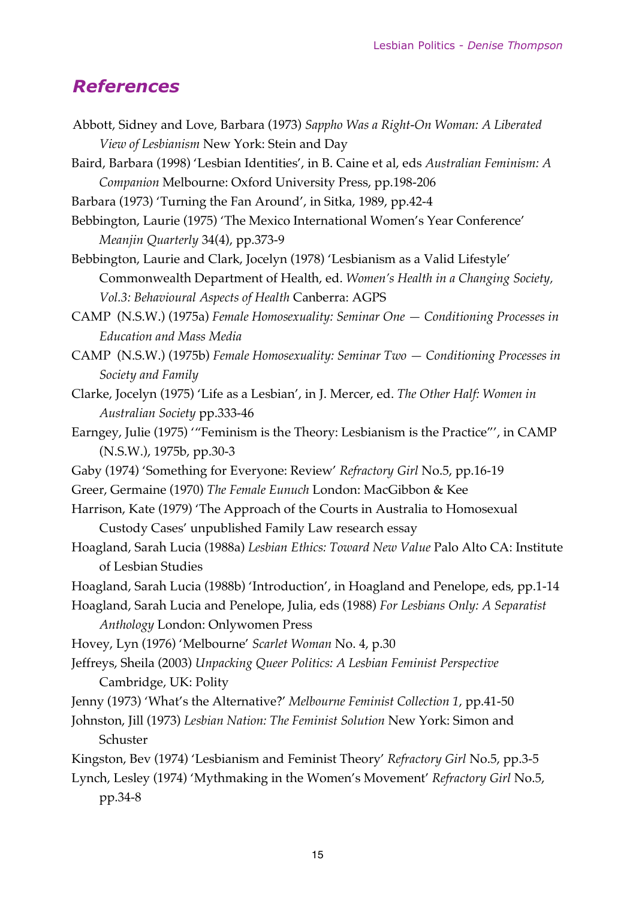## *References*

Abbott, Sidney and Love, Barbara (1973) *Sappho Was a Right-On Woman: A Liberated View of Lesbianism* New York: Stein and Day

Baird, Barbara (1998) 'Lesbian Identities', in B. Caine et al, eds *Australian Feminism: A Companion* Melbourne: Oxford University Press, pp.198-206

Barbara (1973) 'Turning the Fan Around', in Sitka, 1989, pp.42-4

Bebbington, Laurie (1975) 'The Mexico International Women's Year Conference' *Meanjin Quarterly* 34(4), pp.373-9

Bebbington, Laurie and Clark, Jocelyn (1978) 'Lesbianism as a Valid Lifestyle' Commonwealth Department of Health, ed. *Women's Health in a Changing Society, Vol.3: Behavioural Aspects of Health* Canberra: AGPS

CAMP (N.S.W.) (1975a) *Female Homosexuality: Seminar One — Conditioning Processes in Education and Mass Media*

CAMP (N.S.W.) (1975b) *Female Homosexuality: Seminar Two — Conditioning Processes in Society and Family*

Clarke, Jocelyn (1975) 'Life as a Lesbian', in J. Mercer, ed. *The Other Half: Women in Australian Society* pp.333-46

Earngey, Julie (1975) '"Feminism is the Theory: Lesbianism is the Practice"', in CAMP (N.S.W.), 1975b, pp.30-3

Gaby (1974) 'Something for Everyone: Review' *Refractory Girl* No.5, pp.16-19

Greer, Germaine (1970) *The Female Eunuch* London: MacGibbon & Kee

Harrison, Kate (1979) 'The Approach of the Courts in Australia to Homosexual Custody Cases' unpublished Family Law research essay

Hoagland, Sarah Lucia (1988a) *Lesbian Ethics: Toward New Value* Palo Alto CA: Institute of Lesbian Studies

Hoagland, Sarah Lucia (1988b) 'Introduction', in Hoagland and Penelope, eds, pp.1-14

Hoagland, Sarah Lucia and Penelope, Julia, eds (1988) *For Lesbians Only: A Separatist Anthology* London: Onlywomen Press

Hovey, Lyn (1976) 'Melbourne' *Scarlet Woman* No. 4, p.30

Jeffreys, Sheila (2003) *Unpacking Queer Politics: A Lesbian Feminist Perspective* Cambridge, UK: Polity

Jenny (1973) 'What's the Alternative?' *Melbourne Feminist Collection 1*, pp.41-50

Johnston, Jill (1973) *Lesbian Nation: The Feminist Solution* New York: Simon and Schuster

Kingston, Bev (1974) 'Lesbianism and Feminist Theory' *Refractory Girl* No.5, pp.3-5

Lynch, Lesley (1974) 'Mythmaking in the Women's Movement' *Refractory Girl* No.5, pp.34-8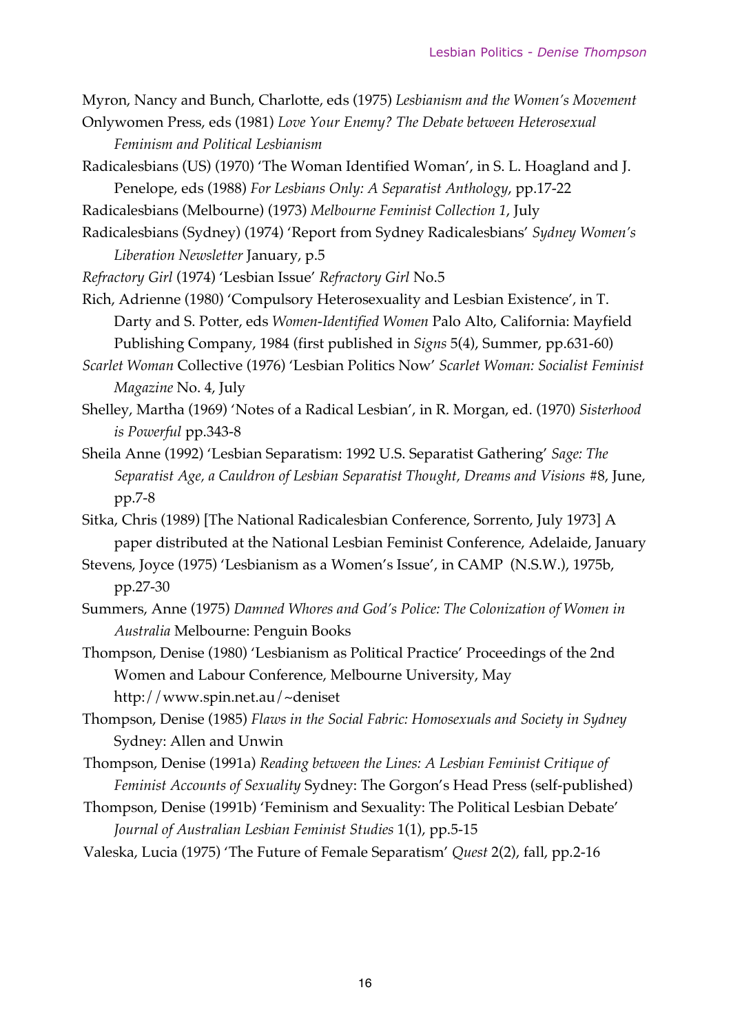Myron, Nancy and Bunch, Charlotte, eds (1975) *Lesbianism and the Women's Movement*

Onlywomen Press, eds (1981) *Love Your Enemy? The Debate between Heterosexual Feminism and Political Lesbianism*

Radicalesbians (US) (1970) 'The Woman Identified Woman', in S. L. Hoagland and J. Penelope, eds (1988) *For Lesbians Only: A Separatist Anthology*, pp.17-22

Radicalesbians (Melbourne) (1973) *Melbourne Feminist Collection 1*, July

Radicalesbians (Sydney) (1974) 'Report from Sydney Radicalesbians' *Sydney Women's Liberation Newsletter* January, p.5

*Refractory Girl* (1974) 'Lesbian Issue' *Refractory Girl* No.5

Rich, Adrienne (1980) 'Compulsory Heterosexuality and Lesbian Existence', in T. Darty and S. Potter, eds *Women-Identified Women* Palo Alto, California: Mayfield Publishing Company, 1984 (first published in *Signs* 5(4), Summer, pp.631-60)

*Scarlet Woman* Collective (1976) 'Lesbian Politics Now' *Scarlet Woman: Socialist Feminist Magazine* No. 4, July

Shelley, Martha (1969) 'Notes of a Radical Lesbian', in R. Morgan, ed. (1970) *Sisterhood is Powerful* pp.343-8

Sheila Anne (1992) 'Lesbian Separatism: 1992 U.S. Separatist Gathering' *Sage: The Separatist Age, a Cauldron of Lesbian Separatist Thought, Dreams and Visions* #8, June, pp.7-8

Sitka, Chris (1989) [The National Radicalesbian Conference, Sorrento, July 1973] A paper distributed at the National Lesbian Feminist Conference, Adelaide, January

Stevens, Joyce (1975) 'Lesbianism as a Women's Issue', in CAMP (N.S.W.), 1975b, pp.27-30

Summers, Anne (1975) *Damned Whores and God's Police: The Colonization of Women in Australia* Melbourne: Penguin Books

Thompson, Denise (1980) 'Lesbianism as Political Practice' Proceedings of the 2nd Women and Labour Conference, Melbourne University, May http://www.spin.net.au/~deniset

Thompson, Denise (1985) *Flaws in the Social Fabric: Homosexuals and Society in Sydney* Sydney: Allen and Unwin

Thompson, Denise (1991a) *Reading between the Lines: A Lesbian Feminist Critique of Feminist Accounts of Sexuality* Sydney: The Gorgon's Head Press (self-published)

Thompson, Denise (1991b) 'Feminism and Sexuality: The Political Lesbian Debate' *Journal of Australian Lesbian Feminist Studies* 1(1), pp.5-15

Valeska, Lucia (1975) 'The Future of Female Separatism' *Quest* 2(2), fall, pp.2-16